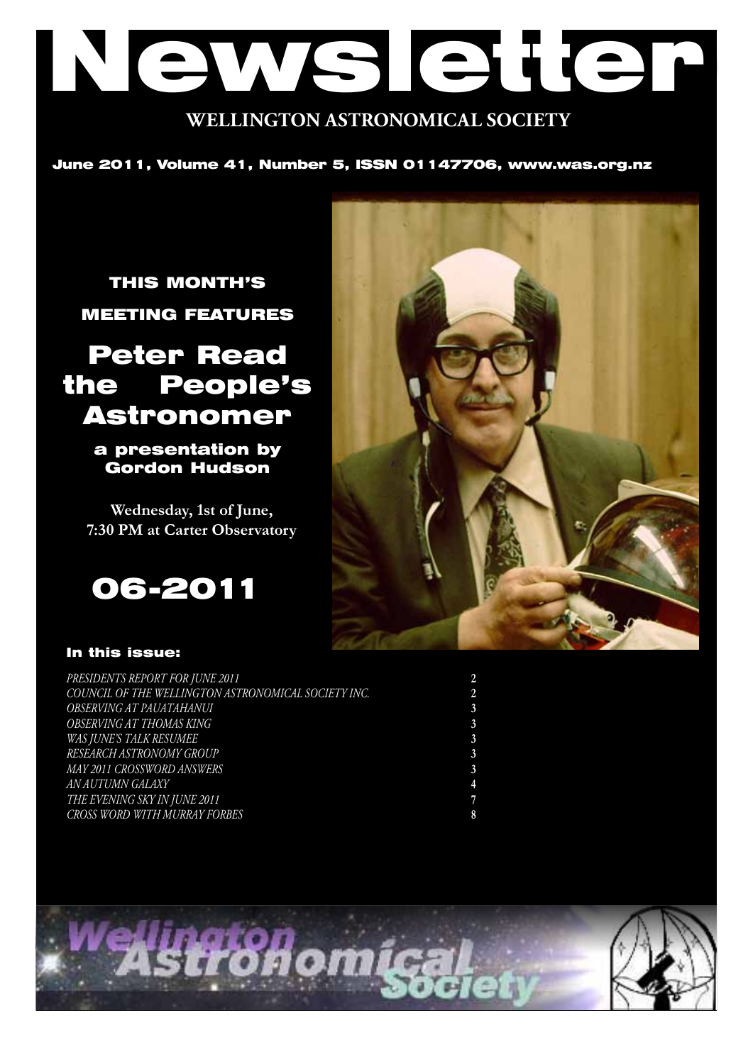# Newsletter

## WELLINGTON ASTRONOMICAL SOCIETY

**June 2011, Volume 41, Number 5, ISSN 01147706, www.was.org.nz**

**THIS MONTH'S MEETING FEATURES**

# Peter Read the People's Astronomer

**a presentation by Gordon Hudson**

**Wednesday, 1st of June, 7:30 PM at Carter Observatory**

# 06-2011

### In this issue:

| | |
|---|---|
| *PRESIDENTS REPORT FOR JUNE 2011* | 2 |
| *COUNCIL OF THE WELLINGTON ASTRONOMICAL SOCIETY INC.* | 2 |
| *OBSERVING AT PAUATAHANUI* | 3 |
| *OBSERVING AT THOMAS KING* | 3 |
| *WAS JUNE'S TALK RESUMEE* | 3 |
| *RESEARCH ASTRONOMY GROUP* | 3 |
| *MAY 2011 CROSSWORD ANSWERS* | 3 |
| *AN AUTUMN GALAXY* | 4 |
| *THE EVENING SKY IN JUNE 2011* | 7 |
| *CROSS WORD WITH MURRAY FORBES* | 8 |

Wellington Astronomical Society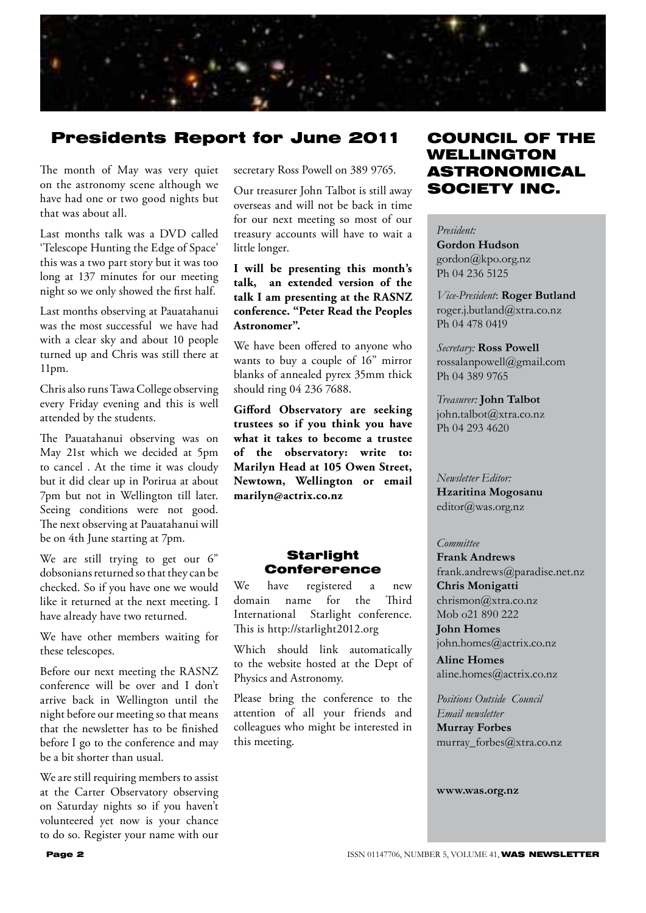## Presidents Report for June 2011

The month of May was very quiet on the astronomy scene although we have had one or two good nights but that was about all.

Last months talk was a DVD called 'Telescope Hunting the Edge of Space' this was a two part story but it was too long at 137 minutes for our meeting night so we only showed the first half.

Last months observing at Pauatahanui was the most successful we have had with a clear sky and about 10 people turned up and Chris was still there at 11pm.

Chris also runs Tawa College observing every Friday evening and this is well attended by the students.

The Pauatahanui observing was on May 21st which we decided at 5pm to cancel . At the time it was cloudy but it did clear up in Porirua at about 7pm but not in Wellington till later. Seeing conditions were not good. The next observing at Pauatahanui will be on 4th June starting at 7pm.

We are still trying to get our 6" dobsonians returned so that they can be checked. So if you have one we would like it returned at the next meeting. I have already have two returned.

We have other members waiting for these telescopes.

Before our next meeting the RASNZ conference will be over and I don't arrive back in Wellington until the night before our meeting so that means that the newsletter has to be finished before I go to the conference and may be a bit shorter than usual.

We are still requiring members to assist at the Carter Observatory observing on Saturday nights so if you haven't volunteered yet now is your chance to do so. Register your name with our secretary Ross Powell on 389 9765.

Our treasurer John Talbot is still away overseas and will not be back in time for our next meeting so most of our treasury accounts will have to wait a little longer.

**I will be presenting this month's talk, an extended version of the talk I am presenting at the RASNZ conference. "Peter Read the Peoples Astronomer".**

We have been offered to anyone who wants to buy a couple of 16" mirror blanks of annealed pyrex 35mm thick should ring 04 236 7688.

**Gifford Observatory are seeking trustees so if you think you have what it takes to become a trustee of the observatory: write to: Marilyn Head at 105 Owen Street, Newtown, Wellington or email marilyn@actrix.co.nz**

### Starlight Confererence

We have registered a new domain name for the Third International Starlight conference. This is http://starlight2012.org

Which should link automatically to the website hosted at the Dept of Physics and Astronomy.

Please bring the conference to the attention of all your friends and colleagues who might be interested in this meeting.

## COUNCIL OF THE WELLINGTON ASTRONOMICAL SOCIETY INC.

*President:*
**Gordon Hudson**
gordon@kpo.org.nz
Ph 04 236 5125

*Vice-President*: **Roger Butland**
roger.j.butland@xtra.co.nz
Ph 04 478 0419

*Secretary:* **Ross Powell**
rossalanpowell@gmail.com
Ph 04 389 9765

*Treasurer:* **John Talbot**
john.talbot@xtra.co.nz
Ph 04 293 4620

*Newsletter Editor:*
**Hzaritina Mogosanu**
editor@was.org.nz

*Committee*
**Frank Andrews**
frank.andrews@paradise.net.nz
**Chris Monigatti**
chrismon@xtra.co.nz
Mob o21 890 222
**John Homes**
john.homes@actrix.co.nz
**Aline Homes**
aline.homes@actrix.co.nz

*Positions Outside Council*
*Email newsletter*
**Murray Forbes**
murray_forbes@xtra.co.nz

**www.was.org.nz**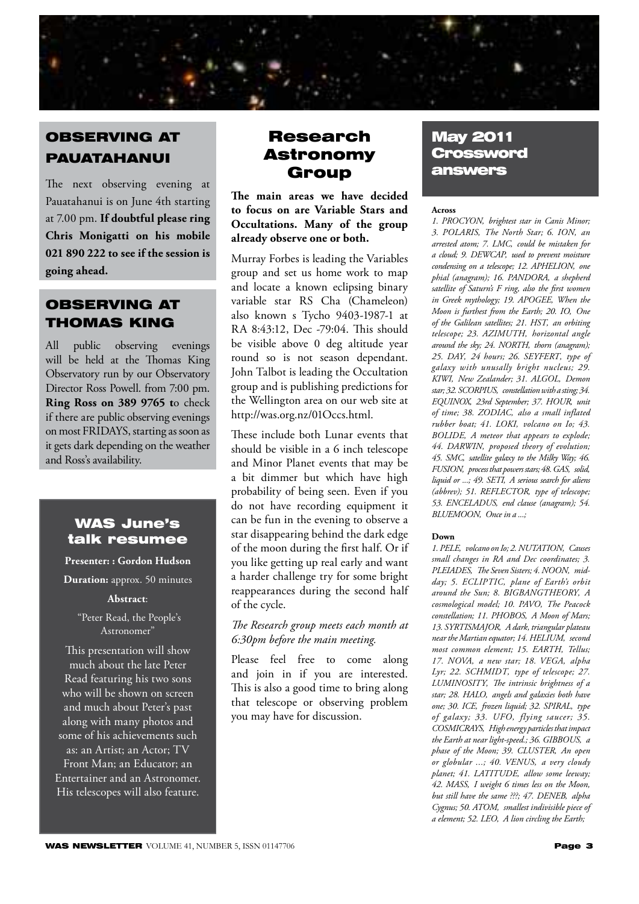## OBSERVING AT PAUATAHANUI

The next observing evening at Pauatahanui is on June 4th starting at 7.00 pm. **If doubtful please ring Chris Monigatti on his mobile 021 890 222 to see if the session is going ahead.**

## OBSERVING AT THOMAS KING

All public observing evenings will be held at the Thomas King Observatory run by our Observatory Director Ross Powell. from 7:00 pm. **Ring Ross on 389 9765 t**o check if there are public observing evenings on most FRIDAYS, starting as soon as it gets dark depending on the weather and Ross's availability.

## WAS June's talk resumee

**Presenter: : Gordon Hudson**

**Duration:** approx. 50 minutes

**Abstract**:

"Peter Read, the People's Astronomer"

This presentation will show much about the late Peter Read featuring his two sons who will be shown on screen and much about Peter's past along with many photos and some of his achievements such as: an Artist; an Actor; TV Front Man; an Educator; an Entertainer and an Astronomer. His telescopes will also feature.

## Research Astronomy Group

**The main areas we have decided to focus on are Variable Stars and Occultations. Many of the group already observe one or both.**

Murray Forbes is leading the Variables group and set us home work to map and locate a known eclipsing binary variable star RS Cha (Chameleon) also known s Tycho 9403-1987-1 at RA 8:43:12, Dec -79:04. This should be visible above 0 deg altitude year round so is not season dependant. John Talbot is leading the Occultation group and is publishing predictions for the Wellington area on our web site at http://was.org.nz/01Occs.html.

These include both Lunar events that should be visible in a 6 inch telescope and Minor Planet events that may be a bit dimmer but which have high probability of being seen. Even if you do not have recording equipment it can be fun in the evening to observe a star disappearing behind the dark edge of the moon during the first half. Or if you like getting up real early and want a harder challenge try for some bright reappearances during the second half of the cycle.

*The Research group meets each month at 6:30pm before the main meeting.*

Please feel free to come along and join in if you are interested. This is also a good time to bring along that telescope or observing problem you may have for discussion.

## May 2011 Crossword answers

**Across**

*1. PROCYON, brightest star in Canis Minor; 3. POLARIS, The North Star; 6. ION, an arrested atom; 7. LMC, could be mistaken for a cloud; 9. DEWCAP, used to prevent moisture condensing on a telescope; 12. APHELION, one phial (anagram); 16. PANDORA, a shepherd satellite of Saturn's F ring, also the first women in Greek mythology; 19. APOGEE, When the Moon is furthest from the Earth; 20. IO, One of the Galilean satellites; 21. HST, an orbiting telescope; 23. AZIMUTH, horizontal angle around the sky; 24. NORTH, thorn (anagram); 25. DAY, 24 hours; 26. SEYFERT, type of galaxy with unusually bright nucleus; 29. KIWI, New Zealander; 31. ALGOL, Demon star; 32. SCORPIUS, constellation with a sting; 34. EQUINOX, 23rd September; 37. HOUR, unit of time; 38. ZODIAC, also a small inflated rubber boat; 41. LOKI, volcano on Io; 43. BOLIDE, A meteor that appears to explode; 44. DARWIN, proposed theory of evolution; 45. SMC, satellite galaxy to the Milky Way; 46. FUSION, process that powers stars; 48. GAS, solid, liquid or ...; 49. SETI, A serious search for aliens (abbrev); 51. REFLECTOR, type of telescope; 53. ENCELADUS, end clause (anagram); 54. BLUEMOON, Once in a ...;*

**Down**

*1. PELE, volcano on Io; 2. NUTATION, Causes small changes in RA and Dec coordinates; 3. PLEIADES, The Seven Sisters; 4. NOON, mid-day; 5. ECLIPTIC, plane of Earth's orbit around the Sun; 8. BIGBANGTHEORY, A cosmological model; 10. PAVO, The Peacock constellation; 11. PHOBOS, A Moon of Mars; 13. SYRTISMAJOR, A dark, triangular plateau near the Martian equator; 14. HELIUM, second most common element; 15. EARTH, Tellus; 17. NOVA, a new star; 18. VEGA, alpha Lyr; 22. SCHMIDT, type of telescope; 27. LUMINOSITY, The intrinsic brightness of a star; 28. HALO, angels and galaxies both have one; 30. ICE, frozen liquid; 32. SPIRAL, type of galaxy; 33. UFO, flying saucer; 35. COSMICRAYS, High energy particles that impact the Earth at near light-speed.; 36. GIBBOUS, a phase of the Moon; 39. CLUSTER, An open or globular ...; 40. VENUS, a very cloudy planet; 41. LATITUDE, allow some leeway; 42. MASS, I weight 6 times less on the Moon, but still have the same ???; 47. DENEB, alpha Cygnus; 50. ATOM, smallest indivisible piece of a element; 52. LEO, A lion circling the Earth;*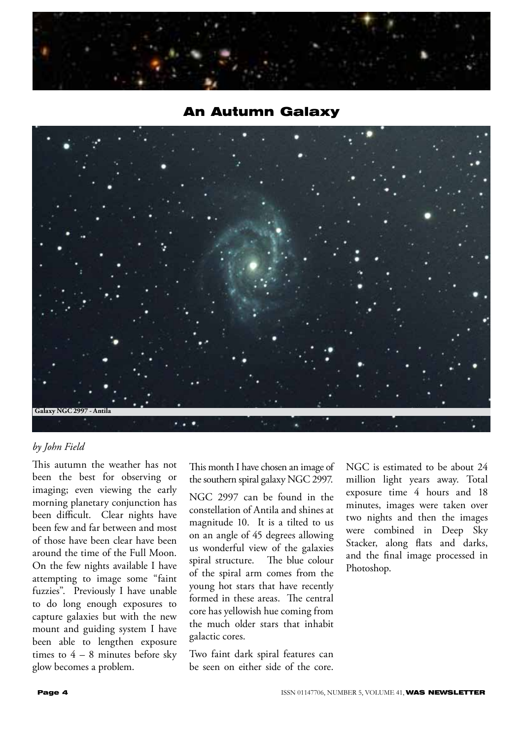# An Autumn Galaxy

Galaxy NGC 2997 - Antila

*by John Field*

This autumn the weather has not been the best for observing or imaging; even viewing the early morning planetary conjunction has been difficult. Clear nights have been few and far between and most of those have been clear have been around the time of the Full Moon. On the few nights available I have attempting to image some "faint fuzzies". Previously I have unable to do long enough exposures to capture galaxies but with the new mount and guiding system I have been able to lengthen exposure times to 4 – 8 minutes before sky glow becomes a problem.

This month I have chosen an image of the southern spiral galaxy NGC 2997.

NGC 2997 can be found in the constellation of Antila and shines at magnitude 10. It is a tilted to us on an angle of 45 degrees allowing us wonderful view of the galaxies spiral structure. The blue colour of the spiral arm comes from the young hot stars that have recently formed in these areas. The central core has yellowish hue coming from the much older stars that inhabit galactic cores.

Two faint dark spiral features can be seen on either side of the core. NGC is estimated to be about 24 million light years away. Total exposure time 4 hours and 18 minutes, images were taken over two nights and then the images were combined in Deep Sky Stacker, along flats and darks, and the final image processed in Photoshop.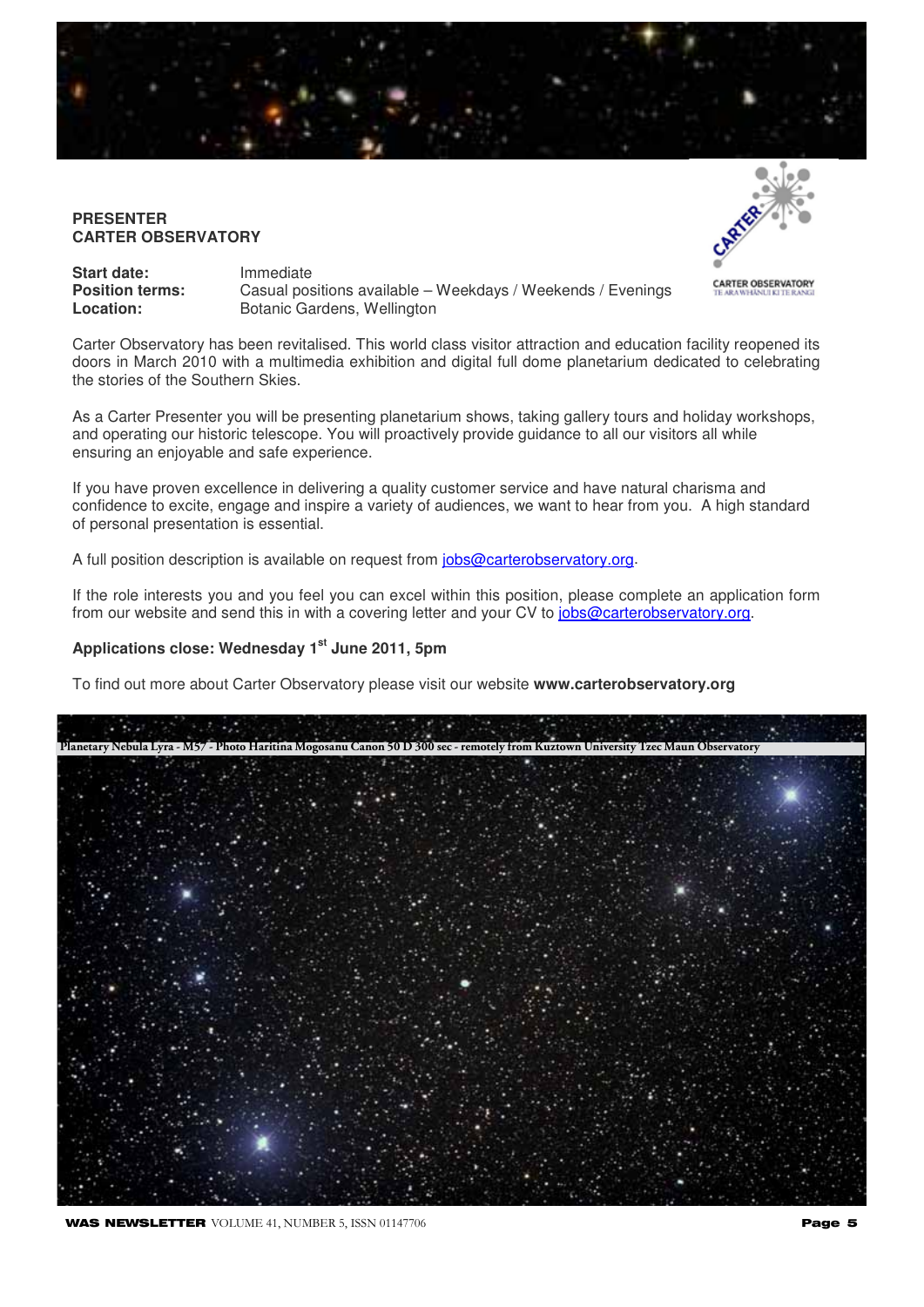**PRESENTER**
**CARTER OBSERVATORY**

**Start date:** Immediate
**Position terms:** Casual positions available – Weekdays / Weekends / Evenings
**Location:** Botanic Gardens, Wellington

Carter Observatory has been revitalised. This world class visitor attraction and education facility reopened its doors in March 2010 with a multimedia exhibition and digital full dome planetarium dedicated to celebrating the stories of the Southern Skies.

As a Carter Presenter you will be presenting planetarium shows, taking gallery tours and holiday workshops, and operating our historic telescope. You will proactively provide guidance to all our visitors all while ensuring an enjoyable and safe experience.

If you have proven excellence in delivering a quality customer service and have natural charisma and confidence to excite, engage and inspire a variety of audiences, we want to hear from you. A high standard of personal presentation is essential.

A full position description is available on request from jobs@carterobservatory.org.

If the role interests you and you feel you can excel within this position, please complete an application form from our website and send this in with a covering letter and your CV to jobs@carterobservatory.org.

**Applications close: Wednesday 1st June 2011, 5pm**

To find out more about Carter Observatory please visit our website **www.carterobservatory.org**

Planetary Nebula Lyra - M57 - Photo Haritina Mogosanu Canon 50 D 300 sec - remotely from Kuztown University Tzec Maun Observatory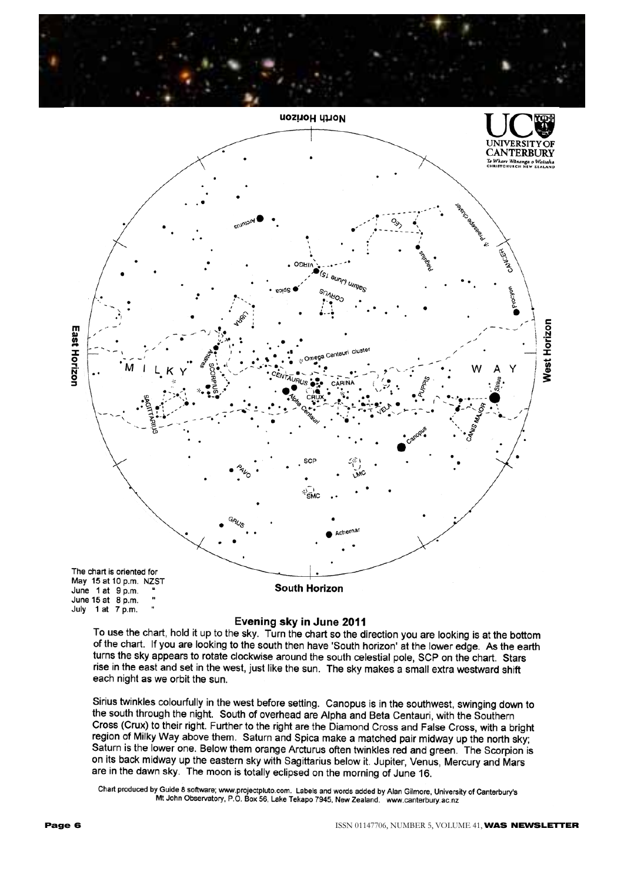The chart is oriented for
May 15 at 10 p.m. NZST
June 1 at 9 p.m. "
June 15 at 8 p.m. "
July 1 at 7 p.m. "

## Evening sky in June 2011

To use the chart, hold it up to the sky. Turn the chart so the direction you are looking is at the bottom of the chart. If you are looking to the south then have 'South horizon' at the lower edge. As the earth turns the sky appears to rotate clockwise around the south celestial pole, SCP on the chart. Stars rise in the east and set in the west, just like the sun. The sky makes a small extra westward shift each night as we orbit the sun.

Sirius twinkles colourfully in the west before setting. Canopus is in the southwest, swinging down to the south through the night. South of overhead are Alpha and Beta Centauri, with the Southern Cross (Crux) to their right. Further to the right are the Diamond Cross and False Cross, with a bright region of Milky Way above them. Saturn and Spica make a matched pair midway up the north sky; Saturn is the lower one. Below them orange Arcturus often twinkles red and green. The Scorpion is on its back midway up the eastern sky with Sagittarius below it. Jupiter, Venus, Mercury and Mars are in the dawn sky. The moon is totally eclipsed on the morning of June 16.

Chart produced by Guide 8 software; www.projectpluto.com. Labels and words added by Alan Gilmore, University of Canterbury's Mt John Observatory, P.O. Box 56, Lake Tekapo 7945, New Zealand. www.canterbury.ac.nz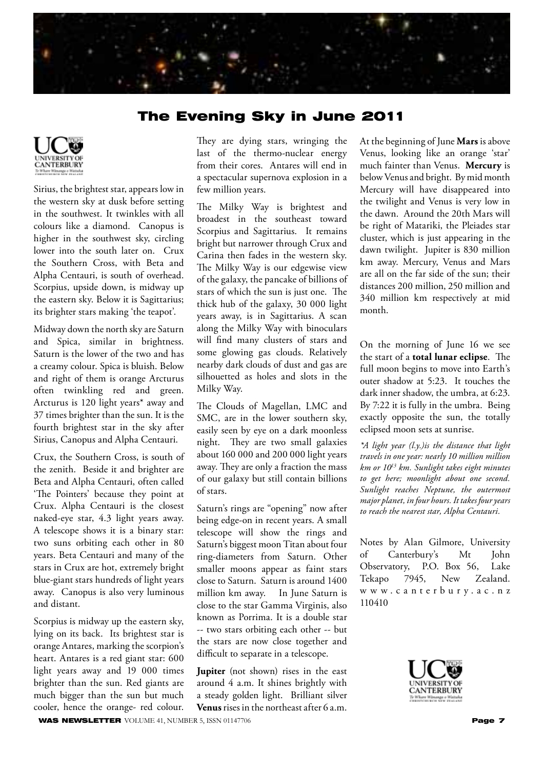# The Evening Sky in June 2011

Sirius, the brightest star, appears low in the western sky at dusk before setting in the southwest. It twinkles with all colours like a diamond. Canopus is higher in the southwest sky, circling lower into the south later on. Crux the Southern Cross, with Beta and Alpha Centauri, is south of overhead. Scorpius, upside down, is midway up the eastern sky. Below it is Sagittarius; its brighter stars making 'the teapot'.

Midway down the north sky are Saturn and Spica, similar in brightness. Saturn is the lower of the two and has a creamy colour. Spica is bluish. Below and right of them is orange Arcturus often twinkling red and green. Arcturus is 120 light years* away and 37 times brighter than the sun. It is the fourth brightest star in the sky after Sirius, Canopus and Alpha Centauri.

Crux, the Southern Cross, is south of the zenith. Beside it and brighter are Beta and Alpha Centauri, often called 'The Pointers' because they point at Crux. Alpha Centauri is the closest naked-eye star, 4.3 light years away. A telescope shows it is a binary star: two suns orbiting each other in 80 years. Beta Centauri and many of the stars in Crux are hot, extremely bright blue-giant stars hundreds of light years away. Canopus is also very luminous and distant.

Scorpius is midway up the eastern sky, lying on its back. Its brightest star is orange Antares, marking the scorpion's heart. Antares is a red giant star: 600 light years away and 19 000 times brighter than the sun. Red giants are much bigger than the sun but much cooler, hence the orange- red colour. They are dying stars, wringing the last of the thermo-nuclear energy from their cores. Antares will end in a spectacular supernova explosion in a few million years.

The Milky Way is brightest and broadest in the southeast toward Scorpius and Sagittarius. It remains bright but narrower through Crux and Carina then fades in the western sky. The Milky Way is our edgewise view of the galaxy, the pancake of billions of stars of which the sun is just one. The thick hub of the galaxy, 30 000 light years away, is in Sagittarius. A scan along the Milky Way with binoculars will find many clusters of stars and some glowing gas clouds. Relatively nearby dark clouds of dust and gas are silhouetted as holes and slots in the Milky Way.

The Clouds of Magellan, LMC and SMC, are in the lower southern sky, easily seen by eye on a dark moonless night. They are two small galaxies about 160 000 and 200 000 light years away. They are only a fraction the mass of our galaxy but still contain billions of stars.

Saturn's rings are "opening" now after being edge-on in recent years. A small telescope will show the rings and Saturn's biggest moon Titan about four ring-diameters from Saturn. Other smaller moons appear as faint stars close to Saturn. Saturn is around 1400 million km away. In June Saturn is close to the star Gamma Virginis, also known as Porrima. It is a double star -- two stars orbiting each other -- but the stars are now close together and difficult to separate in a telescope.

**Jupiter** (not shown) rises in the east around 4 a.m. It shines brightly with a steady golden light. Brilliant silver **Venus** rises in the northeast after 6 a.m. At the beginning of June **Mars** is above Venus, looking like an orange 'star' much fainter than Venus. **Mercury** is below Venus and bright. By mid month Mercury will have disappeared into the twilight and Venus is very low in the dawn. Around the 20th Mars will be right of Matariki, the Pleiades star cluster, which is just appearing in the dawn twilight. Jupiter is 830 million km away. Mercury, Venus and Mars are all on the far side of the sun; their distances 200 million, 250 million and 340 million km respectively at mid month.

On the morning of June 16 we see the start of a **total lunar eclipse**. The full moon begins to move into Earth's outer shadow at 5:23. It touches the dark inner shadow, the umbra, at 6:23. By 7:22 it is fully in the umbra. Being exactly opposite the sun, the totally eclipsed moon sets at sunrise.

*\*A light year (l.y.)is the distance that light travels in one year: nearly 10 million million km or $10^{13}$ km. Sunlight takes eight minutes to get here; moonlight about one second. Sunlight reaches Neptune, the outermost major planet, in four hours. It takes four years to reach the nearest star, Alpha Centauri.*

Notes by Alan Gilmore, University of Canterbury's Mt John Observatory, P.O. Box 56, Lake Tekapo 7945, New Zealand. www.canterbury.ac.nz 110410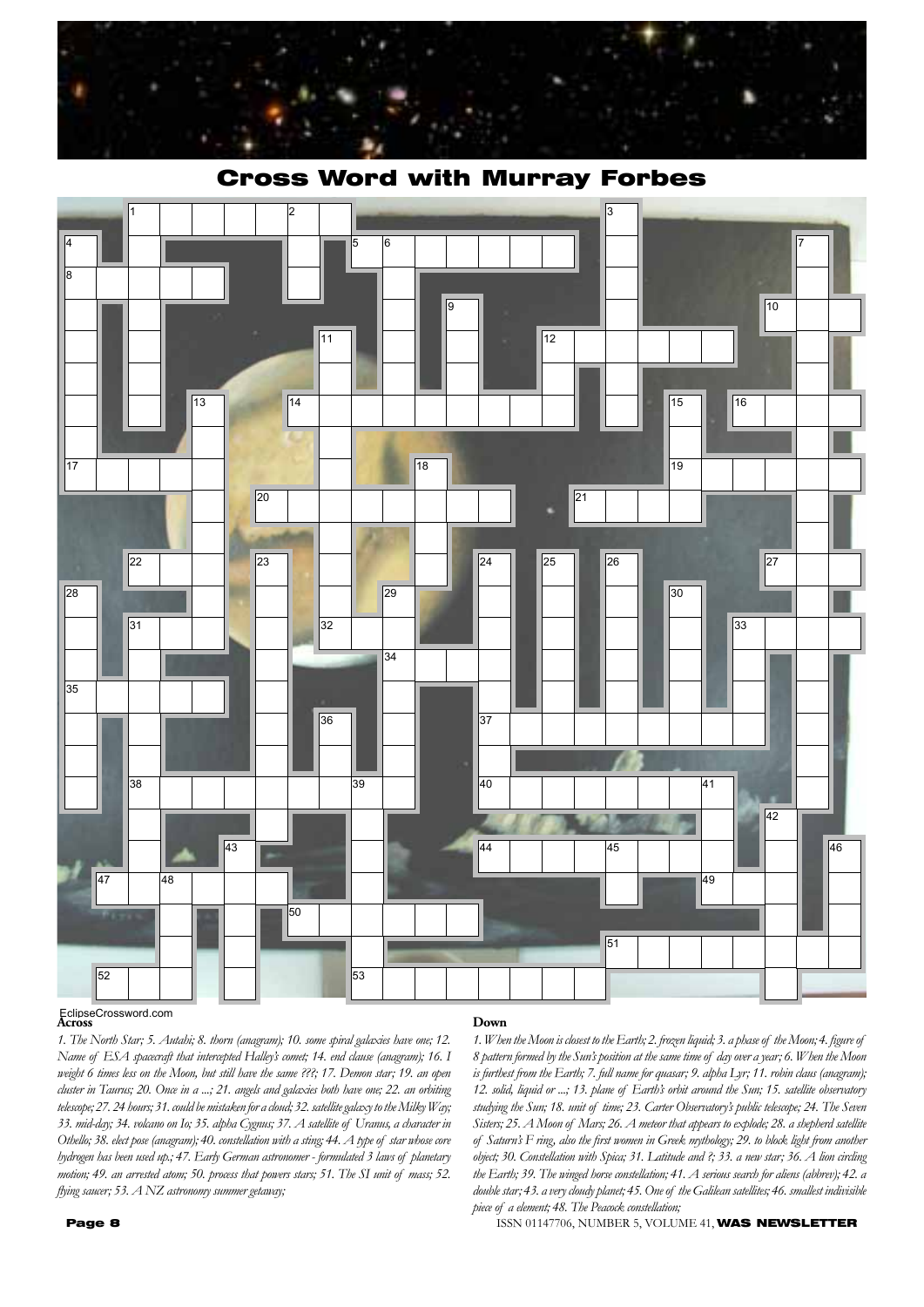# Cross Word with Murray Forbes

EclipseCrossword.com

**Across**

*1. The North Star; 5. Autahi; 8. thorn (anagram); 10. some spiral galaxies have one; 12. Name of ESA spacecraft that intercepted Halley's comet; 14. end clause (anagram); 16. I weight 6 times less on the Moon, but still have the same ???; 17. Demon star; 19. an open cluster in Taurus; 20. Once in a ...; 21. angels and galaxies both have one; 22. an orbiting telescope; 27. 24 hours; 31. could be mistaken for a cloud; 32. satellite galaxy to the Milky Way; 33. mid-day; 34. volcano on Io; 35. alpha Cygnus; 37. A satellite of Uranus, a character in Othello; 38. elect pose (anagram); 40. constellation with a sting; 44. A type of star whose core hydrogen has been used up.; 47. Early German astronomer - formulated 3 laws of planetary motion; 49. an arrested atom; 50. process that powers stars; 51. The SI unit of mass; 52. flying saucer; 53. A NZ astronomy summer getaway;*

**Down**

*1. When the Moon is closest to the Earth; 2. frozen liquid; 3. a phase of the Moon; 4. figure of 8 pattern formed by the Sun's position at the same time of day over a year; 6. When the Moon is furthest from the Earth; 7. full name for quasar; 9. alpha Lyr; 11. robin claus (anagram); 12. solid, liquid or ...; 13. plane of Earth's orbit around the Sun; 15. satellite observatory studying the Sun; 18. unit of time; 23. Carter Observatory's public telescope; 24. The Seven Sisters; 25. A Moon of Mars; 26. A meteor that appears to explode; 28. a shepherd satellite of Saturn's F ring, also the first women in Greek mythology; 29. to block light from another object; 30. Constellation with Spica; 31. Latitude and ?; 33. a new star; 36. A lion circling the Earth; 39. The winged horse constellation; 41. A serious search for aliens (abbrev); 42. a double star; 43. a very cloudy planet; 45. One of the Galilean satellites; 46. smallest indivisible piece of a element; 48. The Peacock constellation;*